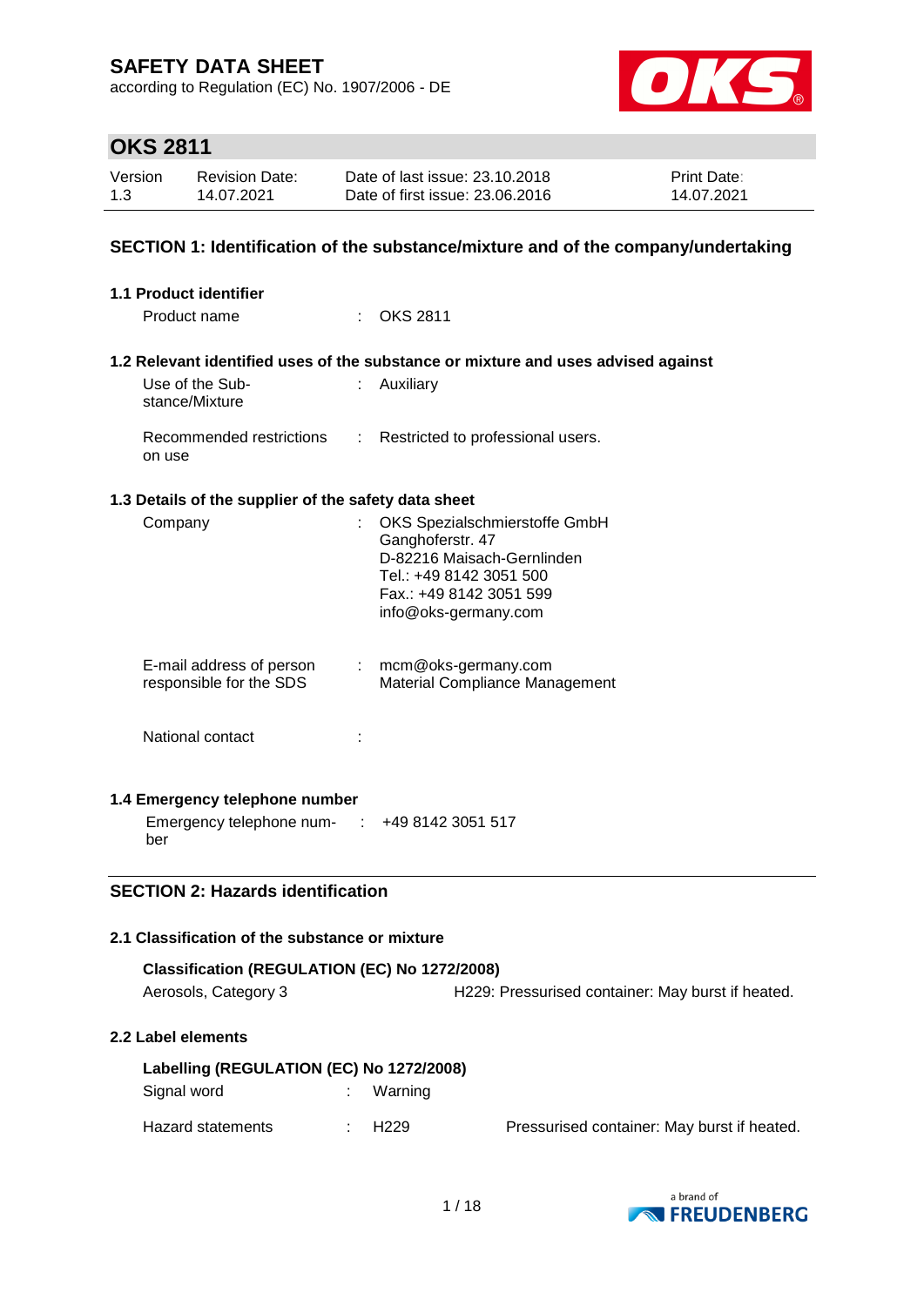# SAFETY DATA SHEET

according to Regulation (EC) No. 1907/2006 - DE

## OKS 2811

| Version | Revision Date: | Date of last issue: 23.10.2018 | Print Date: |
|---|---|---|---|
| 1.3 | 14.07.2021 | Date of first issue: 23.06.2016 | 14.07.2021 |

## SECTION 1: Identification of the substance/mixture and of the company/undertaking

### 1.1 Product identifier

Product name : OKS 2811

### 1.2 Relevant identified uses of the substance or mixture and uses advised against

Use of the Substance/Mixture : Auxiliary

Recommended restrictions on use : Restricted to professional users.

### 1.3 Details of the supplier of the safety data sheet

Company : OKS Spezialschmierstoffe GmbH
Ganghoferstr. 47
D-82216 Maisach-Gernlinden
Tel.: +49 8142 3051 500
Fax.: +49 8142 3051 599
info@oks-germany.com

E-mail address of person responsible for the SDS : mcm@oks-germany.com
Material Compliance Management

National contact :

### 1.4 Emergency telephone number

Emergency telephone number : +49 8142 3051 517

## SECTION 2: Hazards identification

### 2.1 Classification of the substance or mixture

**Classification (REGULATION (EC) No 1272/2008)**

Aerosols, Category 3 — H229: Pressurised container: May burst if heated.

### 2.2 Label elements

**Labelling (REGULATION (EC) No 1272/2008)**

Signal word : Warning

Hazard statements : H229 — Pressurised container: May burst if heated.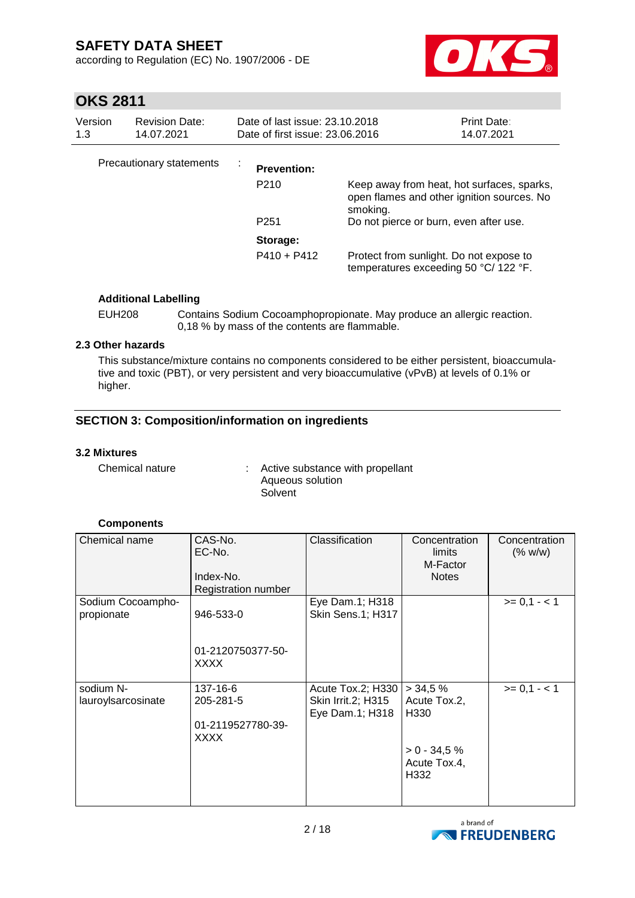Precautionary statements : **Prevention:**

| | |
|---|---|
| P210 | Keep away from heat, hot surfaces, sparks, open flames and other ignition sources. No smoking. |
| P251 | Do not pierce or burn, even after use. |
| **Storage:** | |
| P410 + P412 | Protect from sunlight. Do not expose to temperatures exceeding 50 °C/ 122 °F. |

**Additional Labelling**

EUH208 Contains Sodium Cocoamphopropionate. May produce an allergic reaction. 0,18 % by mass of the contents are flammable.

### 2.3 Other hazards

This substance/mixture contains no components considered to be either persistent, bioaccumulative and toxic (PBT), or very persistent and very bioaccumulative (vPvB) at levels of 0.1% or higher.

## SECTION 3: Composition/information on ingredients

### 3.2 Mixtures

Chemical nature : Active substance with propellant
Aqueous solution
Solvent

**Components**

| Chemical name | CAS-No.<br>EC-No.<br><br>Index-No.<br>Registration number | Classification | Concentration limits<br>M-Factor<br>Notes | Concentration (% w/w) |
|---|---|---|---|---|
| Sodium Cocoamphopropionate | 946-533-0<br><br>01-2120750377-50-XXXX | Eye Dam.1; H318<br>Skin Sens.1; H317 | | >= 0,1 - < 1 |
| sodium N-lauroylsarcosinate | 137-16-6<br>205-281-5<br><br>01-2119527780-39-XXXX | Acute Tox.2; H330<br>Skin Irrit.2; H315<br>Eye Dam.1; H318 | > 34,5 %<br>Acute Tox.2, H330<br><br>> 0 - 34,5 %<br>Acute Tox.4, H332 | >= 0,1 - < 1 |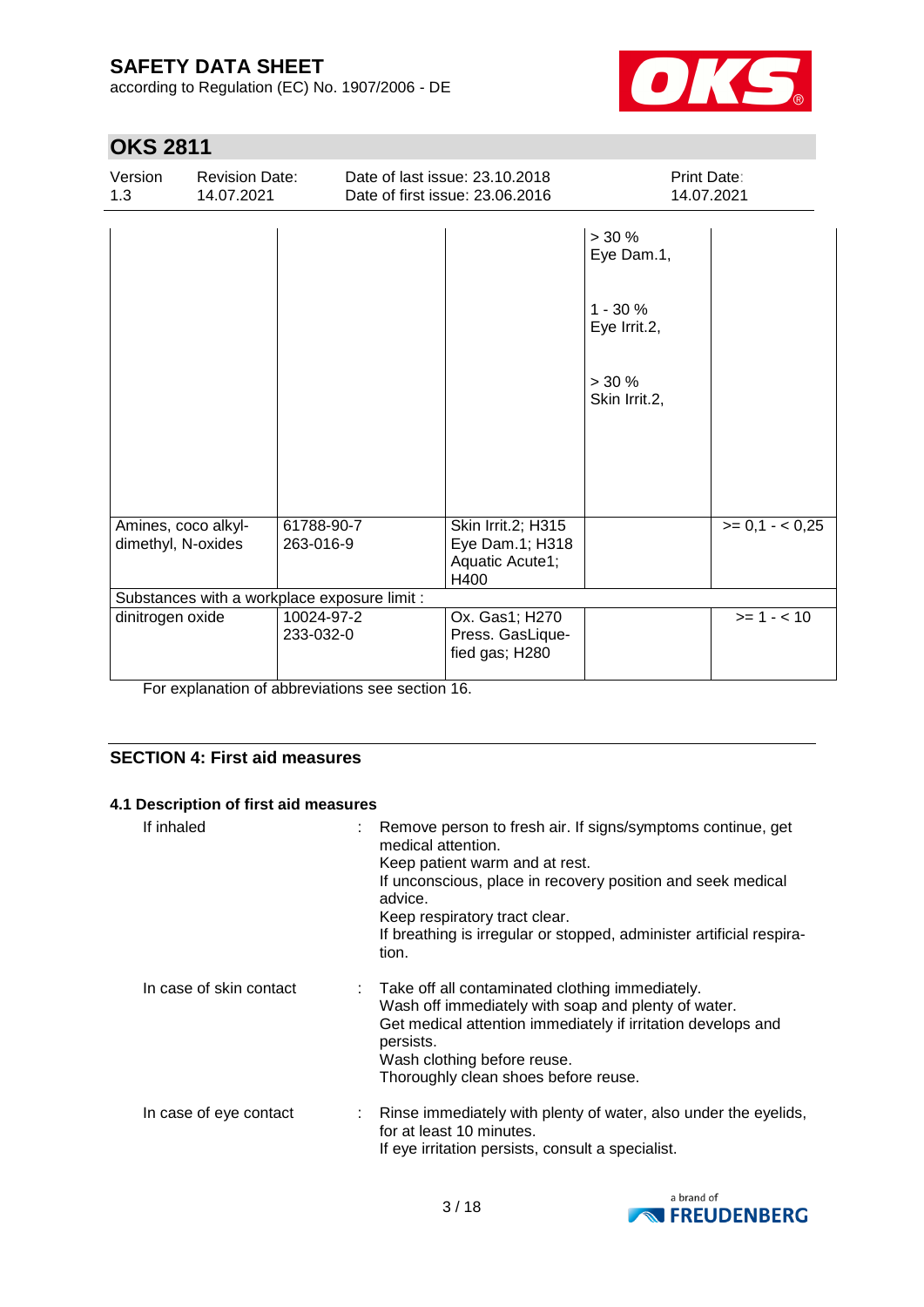| | | | | |
|---|---|---|---|---|
| | | | > 30 %<br>Eye Dam.1,<br><br>1 - 30 %<br>Eye Irrit.2,<br><br>> 30 %<br>Skin Irrit.2, | |
| Amines, coco alkyl-dimethyl, N-oxides | 61788-90-7<br>263-016-9 | Skin Irrit.2; H315<br>Eye Dam.1; H318<br>Aquatic Acute1; H400 | | >= 0,1 - < 0,25 |
| Substances with a workplace exposure limit : | | | | |
| dinitrogen oxide | 10024-97-2<br>233-032-0 | Ox. Gas1; H270<br>Press. GasLiquefied gas; H280 | | >= 1 - < 10 |

For explanation of abbreviations see section 16.

## SECTION 4: First aid measures

### 4.1 Description of first aid measures

If inhaled : Remove person to fresh air. If signs/symptoms continue, get medical attention.
Keep patient warm and at rest.
If unconscious, place in recovery position and seek medical advice.
Keep respiratory tract clear.
If breathing is irregular or stopped, administer artificial respiration.

In case of skin contact : Take off all contaminated clothing immediately.
Wash off immediately with soap and plenty of water.
Get medical attention immediately if irritation develops and persists.
Wash clothing before reuse.
Thoroughly clean shoes before reuse.

In case of eye contact : Rinse immediately with plenty of water, also under the eyelids, for at least 10 minutes.
If eye irritation persists, consult a specialist.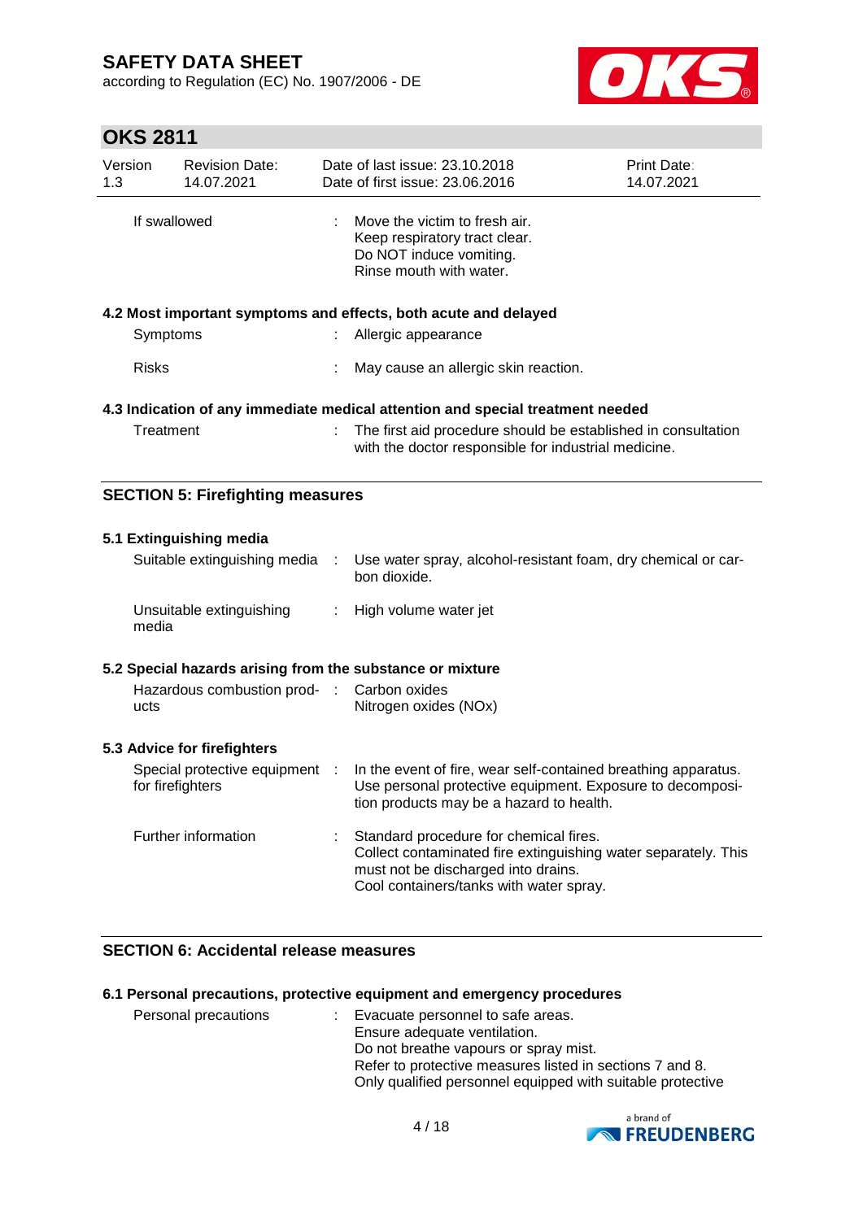| | | |
|---|---|---|
| If swallowed | : | Move the victim to fresh air.<br>Keep respiratory tract clear.<br>Do NOT induce vomiting.<br>Rinse mouth with water. |

### 4.2 Most important symptoms and effects, both acute and delayed

| | | |
|---|---|---|
| Symptoms | : | Allergic appearance |
| Risks | : | May cause an allergic skin reaction. |

### 4.3 Indication of any immediate medical attention and special treatment needed

| | | |
|---|---|---|
| Treatment | : | The first aid procedure should be established in consultation with the doctor responsible for industrial medicine. |

## SECTION 5: Firefighting measures

### 5.1 Extinguishing media

| | | |
|---|---|---|
| Suitable extinguishing media | : | Use water spray, alcohol-resistant foam, dry chemical or carbon dioxide. |
| Unsuitable extinguishing media | : | High volume water jet |

### 5.2 Special hazards arising from the substance or mixture

| | | |
|---|---|---|
| Hazardous combustion products | : | Carbon oxides<br>Nitrogen oxides (NOx) |

### 5.3 Advice for firefighters

| | | |
|---|---|---|
| Special protective equipment for firefighters | : | In the event of fire, wear self-contained breathing apparatus.<br>Use personal protective equipment. Exposure to decomposition products may be a hazard to health. |
| Further information | : | Standard procedure for chemical fires.<br>Collect contaminated fire extinguishing water separately. This must not be discharged into drains.<br>Cool containers/tanks with water spray. |

## SECTION 6: Accidental release measures

### 6.1 Personal precautions, protective equipment and emergency procedures

| | | |
|---|---|---|
| Personal precautions | : | Evacuate personnel to safe areas.<br>Ensure adequate ventilation.<br>Do not breathe vapours or spray mist.<br>Refer to protective measures listed in sections 7 and 8.<br>Only qualified personnel equipped with suitable protective |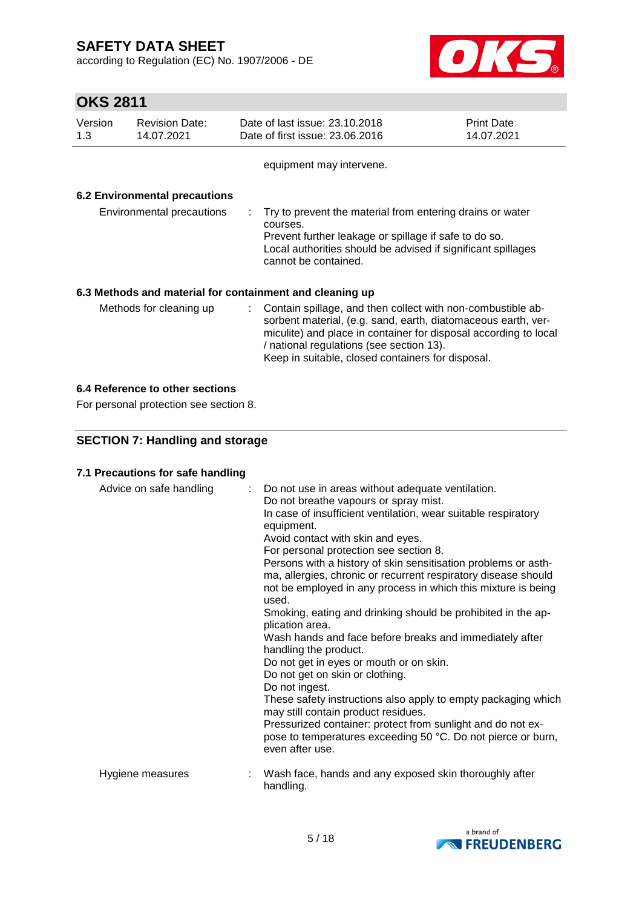equipment may intervene.

### 6.2 Environmental precautions

| | |
|---|---|
| Environmental precautions | : Try to prevent the material from entering drains or water courses.<br>Prevent further leakage or spillage if safe to do so.<br>Local authorities should be advised if significant spillages cannot be contained. |

### 6.3 Methods and material for containment and cleaning up

| | |
|---|---|
| Methods for cleaning up | : Contain spillage, and then collect with non-combustible absorbent material, (e.g. sand, earth, diatomaceous earth, vermiculite) and place in container for disposal according to local / national regulations (see section 13).<br>Keep in suitable, closed containers for disposal. |

### 6.4 Reference to other sections

For personal protection see section 8.

## SECTION 7: Handling and storage

### 7.1 Precautions for safe handling

| | |
|---|---|
| Advice on safe handling | : Do not use in areas without adequate ventilation.<br>Do not breathe vapours or spray mist.<br>In case of insufficient ventilation, wear suitable respiratory equipment.<br>Avoid contact with skin and eyes.<br>For personal protection see section 8.<br>Persons with a history of skin sensitisation problems or asthma, allergies, chronic or recurrent respiratory disease should not be employed in any process in which this mixture is being used.<br>Smoking, eating and drinking should be prohibited in the application area.<br>Wash hands and face before breaks and immediately after handling the product.<br>Do not get in eyes or mouth or on skin.<br>Do not get on skin or clothing.<br>Do not ingest.<br>These safety instructions also apply to empty packaging which may still contain product residues.<br>Pressurized container: protect from sunlight and do not expose to temperatures exceeding 50 °C. Do not pierce or burn, even after use. |
| Hygiene measures | : Wash face, hands and any exposed skin thoroughly after handling. |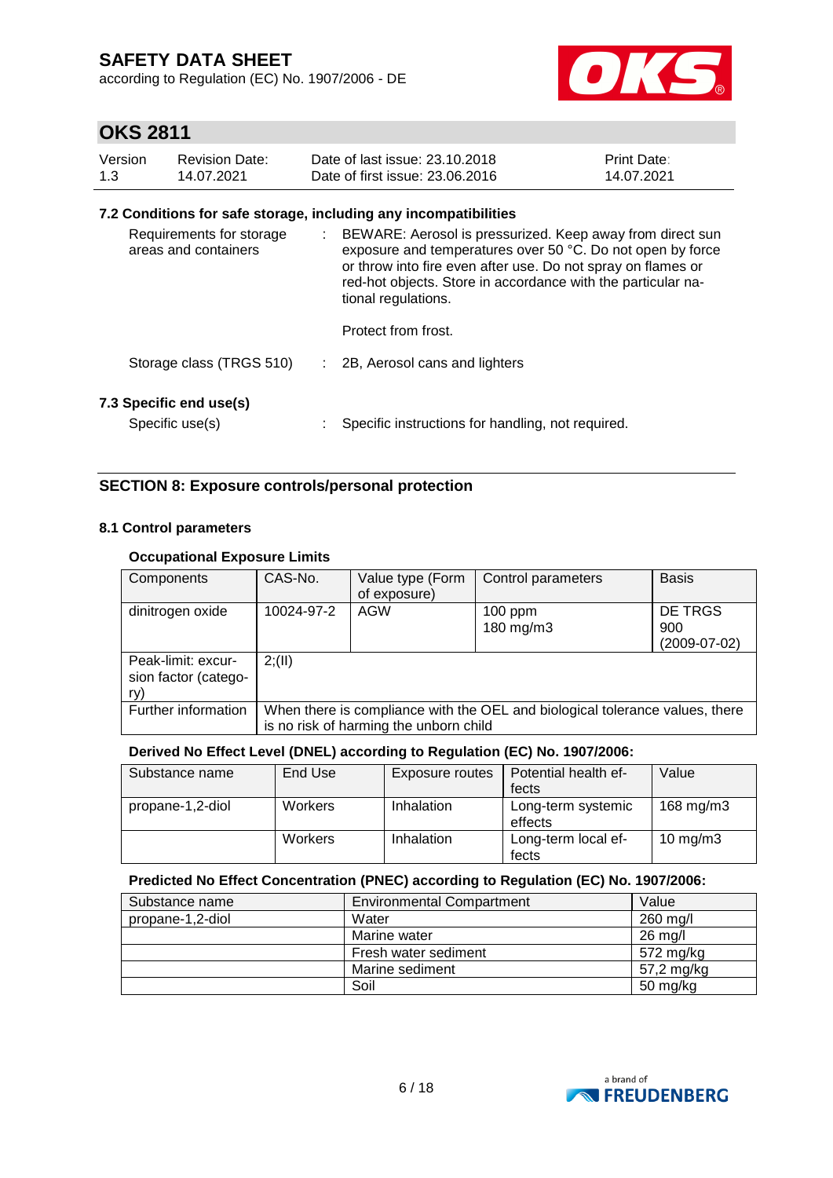### 7.2 Conditions for safe storage, including any incompatibilities

| | | |
|---|---|---|
| Requirements for storage areas and containers | : | BEWARE: Aerosol is pressurized. Keep away from direct sun exposure and temperatures over 50 °C. Do not open by force or throw into fire even after use. Do not spray on flames or red-hot objects. Store in accordance with the particular national regulations.<br><br>Protect from frost. |
| Storage class (TRGS 510) | : | 2B, Aerosol cans and lighters |

### 7.3 Specific end use(s)

| | | |
|---|---|---|
| Specific use(s) | : | Specific instructions for handling, not required. |

## SECTION 8: Exposure controls/personal protection

### 8.1 Control parameters

**Occupational Exposure Limits**

| Components | CAS-No. | Value type (Form of exposure) | Control parameters | Basis |
|---|---|---|---|---|
| dinitrogen oxide | 10024-97-2 | AGW | 100 ppm<br>180 mg/m3 | DE TRGS 900 (2009-07-02) |
| Peak-limit: excursion factor (category) | 2;(II) | | | |
| Further information | When there is compliance with the OEL and biological tolerance values, there is no risk of harming the unborn child | | | |

**Derived No Effect Level (DNEL) according to Regulation (EC) No. 1907/2006:**

| Substance name | End Use | Exposure routes | Potential health effects | Value |
|---|---|---|---|---|
| propane-1,2-diol | Workers | Inhalation | Long-term systemic effects | 168 mg/m3 |
| | Workers | Inhalation | Long-term local effects | 10 mg/m3 |

**Predicted No Effect Concentration (PNEC) according to Regulation (EC) No. 1907/2006:**

| Substance name | Environmental Compartment | Value |
|---|---|---|
| propane-1,2-diol | Water | 260 mg/l |
| | Marine water | 26 mg/l |
| | Fresh water sediment | 572 mg/kg |
| | Marine sediment | 57,2 mg/kg |
| | Soil | 50 mg/kg |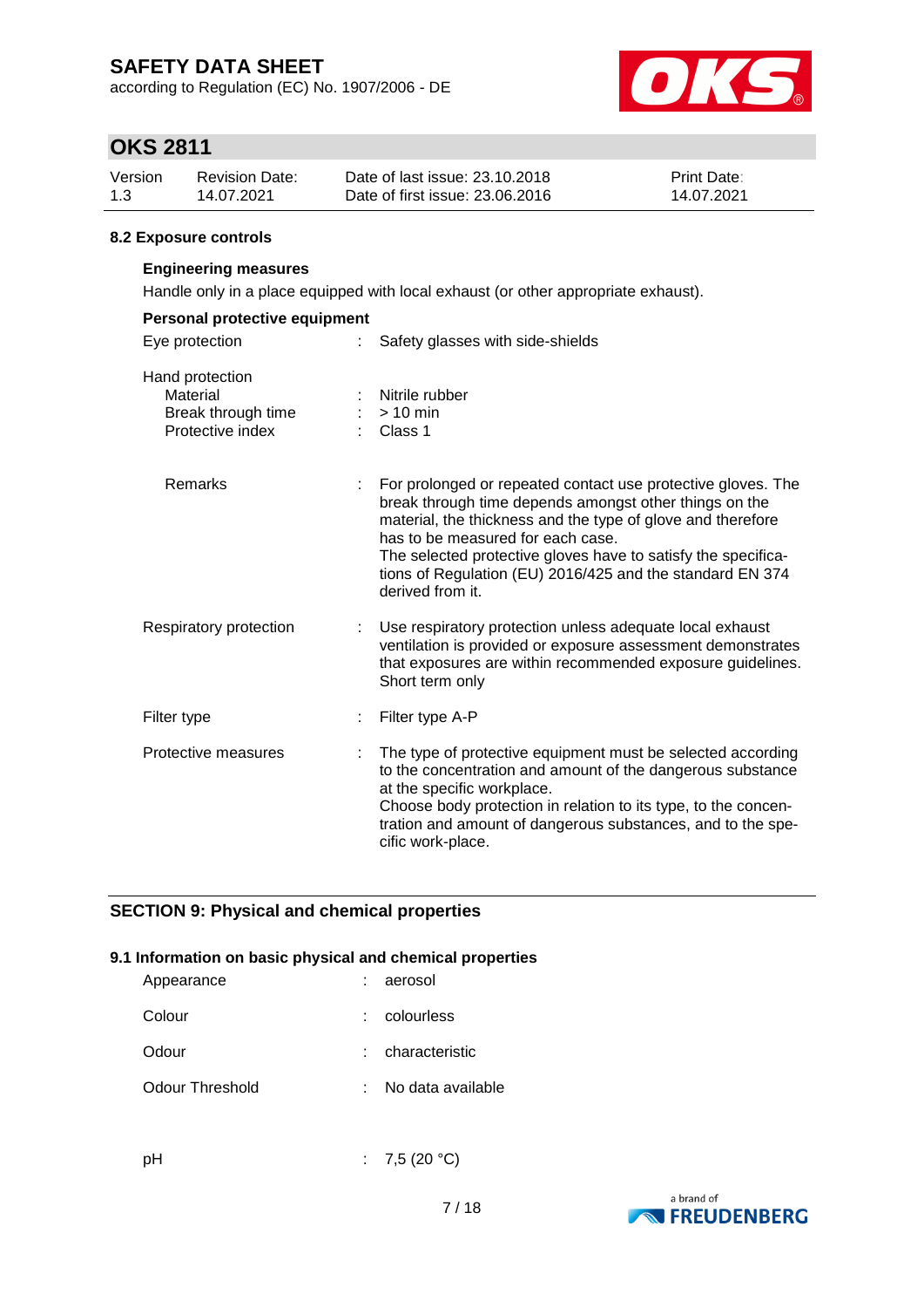### 8.2 Exposure controls

**Engineering measures**

Handle only in a place equipped with local exhaust (or other appropriate exhaust).

**Personal protective equipment**

| | | |
|---|---|---|
| Eye protection | : | Safety glasses with side-shields |
| Hand protection | | |
| Material | : | Nitrile rubber |
| Break through time | : | > 10 min |
| Protective index | : | Class 1 |
| Remarks | : | For prolonged or repeated contact use protective gloves. The break through time depends amongst other things on the material, the thickness and the type of glove and therefore has to be measured for each case. The selected protective gloves have to satisfy the specifications of Regulation (EU) 2016/425 and the standard EN 374 derived from it. |
| Respiratory protection | : | Use respiratory protection unless adequate local exhaust ventilation is provided or exposure assessment demonstrates that exposures are within recommended exposure guidelines. Short term only |
| Filter type | : | Filter type A-P |
| Protective measures | : | The type of protective equipment must be selected according to the concentration and amount of the dangerous substance at the specific workplace. Choose body protection in relation to its type, to the concentration and amount of dangerous substances, and to the specific work-place. |

## SECTION 9: Physical and chemical properties

### 9.1 Information on basic physical and chemical properties

| | | |
|---|---|---|
| Appearance | : | aerosol |
| Colour | : | colourless |
| Odour | : | characteristic |
| Odour Threshold | : | No data available |
| pH | : | 7,5 (20 °C) |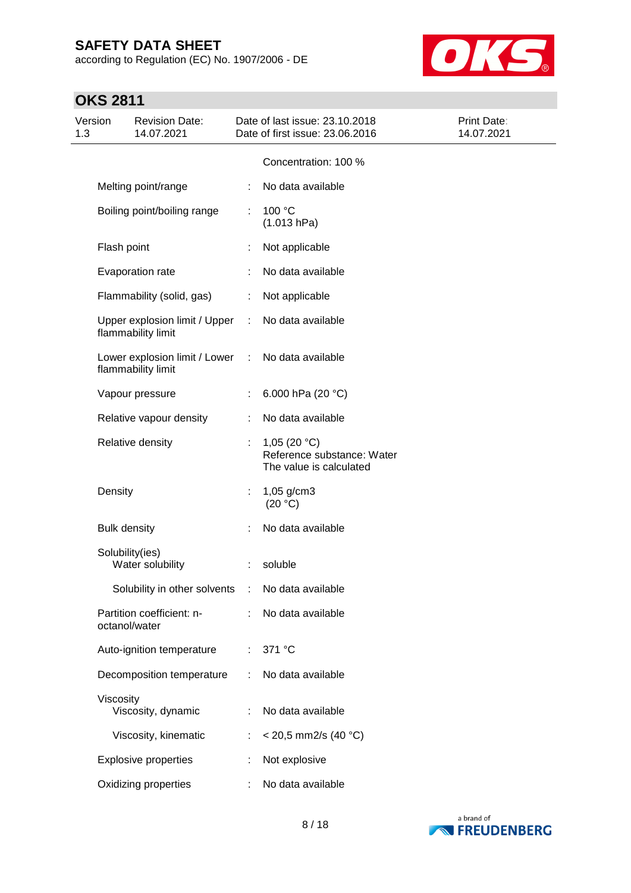Concentration: 100 %

| | | |
|---|---|---|
| Melting point/range | : | No data available |
| Boiling point/boiling range | : | 100 °C<br>(1.013 hPa) |
| Flash point | : | Not applicable |
| Evaporation rate | : | No data available |
| Flammability (solid, gas) | : | Not applicable |
| Upper explosion limit / Upper flammability limit | : | No data available |
| Lower explosion limit / Lower flammability limit | : | No data available |
| Vapour pressure | : | 6.000 hPa (20 °C) |
| Relative vapour density | : | No data available |
| Relative density | : | 1,05 (20 °C)<br>Reference substance: Water<br>The value is calculated |
| Density | : | 1,05 g/cm3<br>(20 °C) |
| Bulk density | : | No data available |
| Solubility(ies)<br>Water solubility | : | soluble |
| Solubility in other solvents | : | No data available |
| Partition coefficient: n-octanol/water | : | No data available |
| Auto-ignition temperature | : | 371 °C |
| Decomposition temperature | : | No data available |
| Viscosity<br>Viscosity, dynamic | : | No data available |
| Viscosity, kinematic | : | < 20,5 mm2/s (40 °C) |
| Explosive properties | : | Not explosive |
| Oxidizing properties | : | No data available |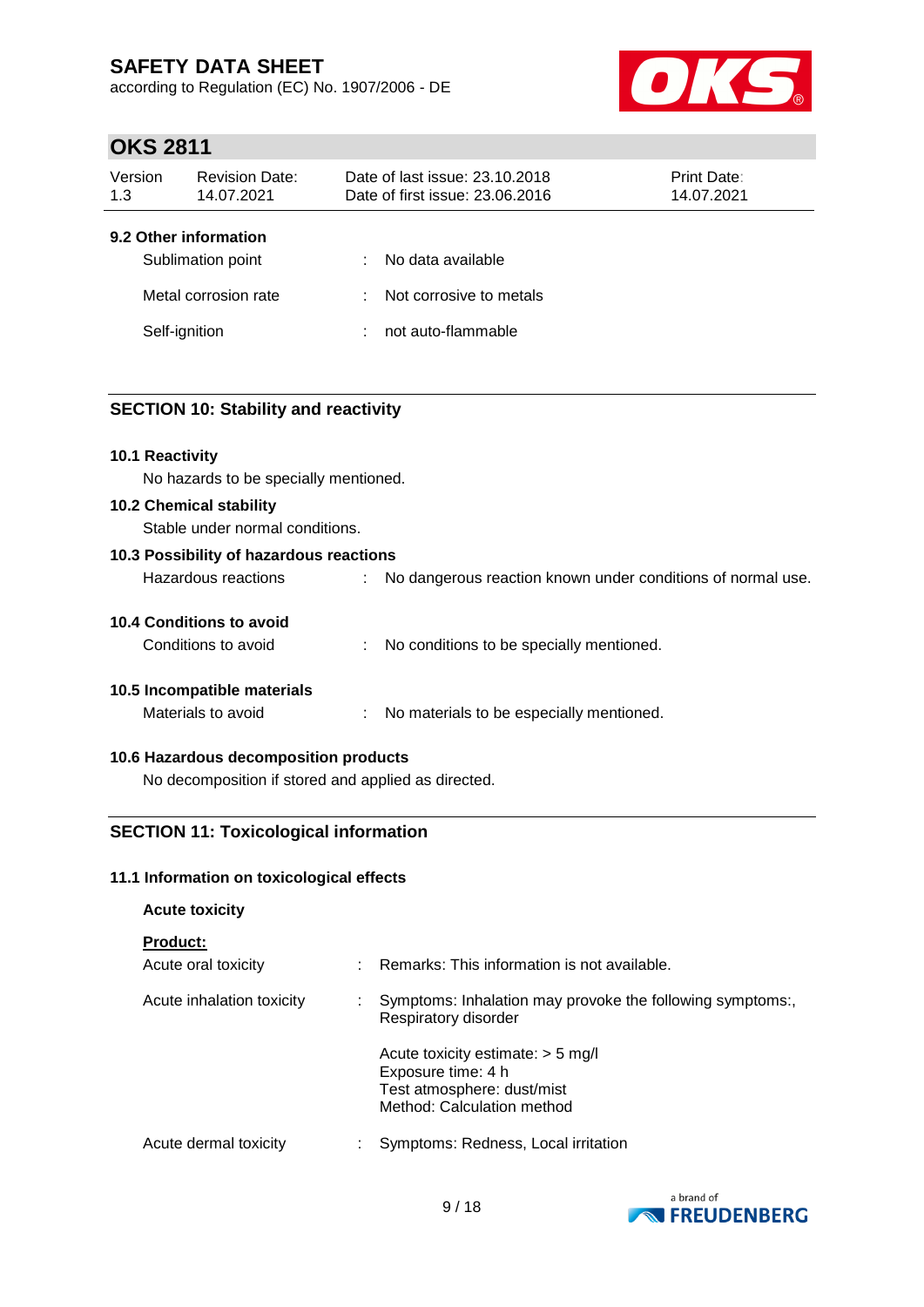### 9.2 Other information

| | | |
|---|---|---|
| Sublimation point | : | No data available |
| Metal corrosion rate | : | Not corrosive to metals |
| Self-ignition | : | not auto-flammable |

## SECTION 10: Stability and reactivity

### 10.1 Reactivity

No hazards to be specially mentioned.

### 10.2 Chemical stability

Stable under normal conditions.

### 10.3 Possibility of hazardous reactions

| | | |
|---|---|---|
| Hazardous reactions | : | No dangerous reaction known under conditions of normal use. |

### 10.4 Conditions to avoid

| | | |
|---|---|---|
| Conditions to avoid | : | No conditions to be specially mentioned. |

### 10.5 Incompatible materials

| | | |
|---|---|---|
| Materials to avoid | : | No materials to be especially mentioned. |

### 10.6 Hazardous decomposition products

No decomposition if stored and applied as directed.

## SECTION 11: Toxicological information

### 11.1 Information on toxicological effects

**Acute toxicity**

**Product:**

| | | |
|---|---|---|
| Acute oral toxicity | : | Remarks: This information is not available. |
| Acute inhalation toxicity | : | Symptoms: Inhalation may provoke the following symptoms:, Respiratory disorder<br><br>Acute toxicity estimate: > 5 mg/l<br>Exposure time: 4 h<br>Test atmosphere: dust/mist<br>Method: Calculation method |
| Acute dermal toxicity | : | Symptoms: Redness, Local irritation |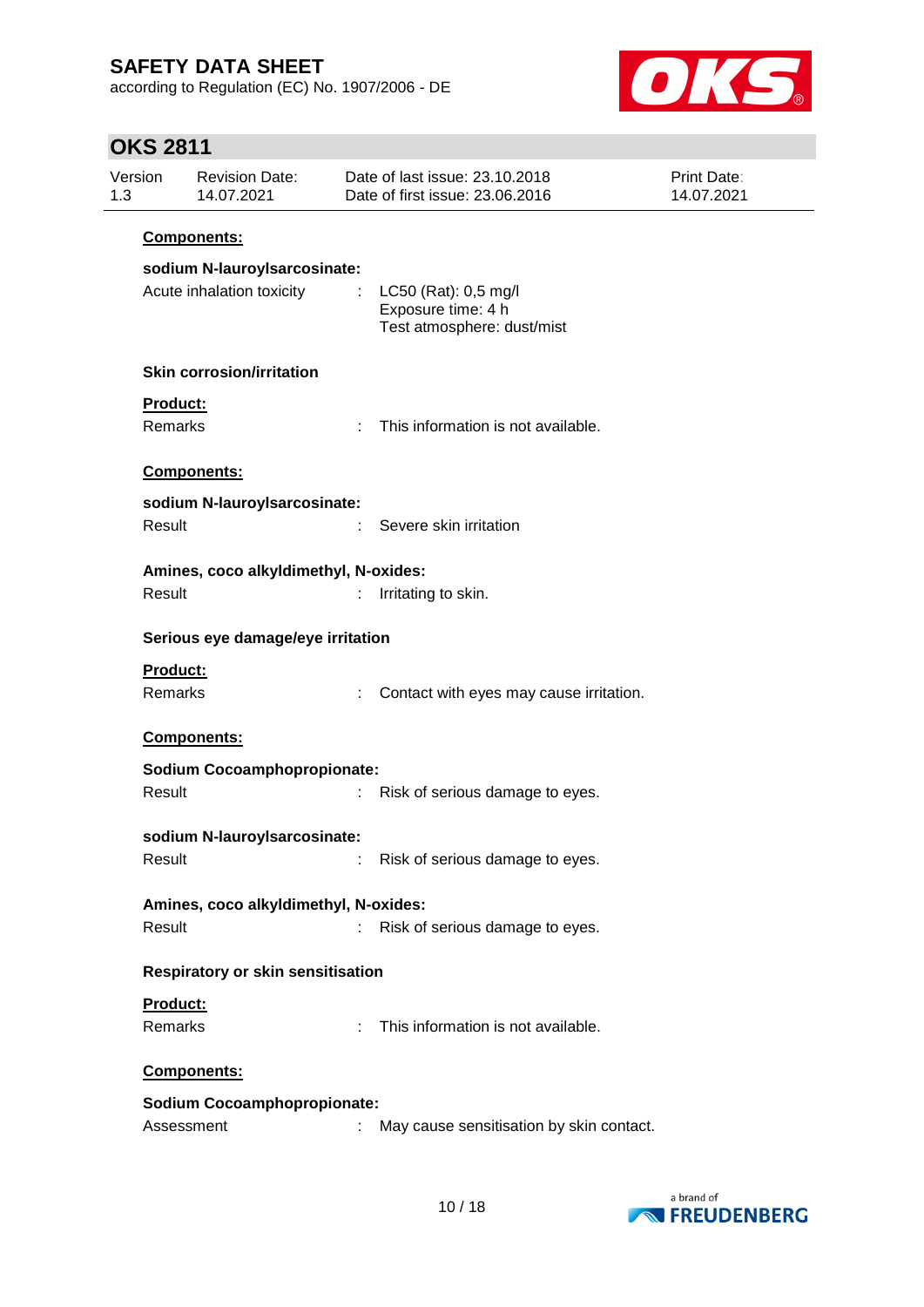**Components:**

**sodium N-lauroylsarcosinate:**

Acute inhalation toxicity : LC50 (Rat): 0,5 mg/l
Exposure time: 4 h
Test atmosphere: dust/mist

**Skin corrosion/irritation**

**Product:**

Remarks : This information is not available.

**Components:**

**sodium N-lauroylsarcosinate:**

Result : Severe skin irritation

**Amines, coco alkyldimethyl, N-oxides:**

Result : Irritating to skin.

**Serious eye damage/eye irritation**

**Product:**

Remarks : Contact with eyes may cause irritation.

**Components:**

**Sodium Cocoamphopropionate:**

Result : Risk of serious damage to eyes.

**sodium N-lauroylsarcosinate:**

Result : Risk of serious damage to eyes.

**Amines, coco alkyldimethyl, N-oxides:**

Result : Risk of serious damage to eyes.

**Respiratory or skin sensitisation**

**Product:**

Remarks : This information is not available.

**Components:**

**Sodium Cocoamphopropionate:**

Assessment : May cause sensitisation by skin contact.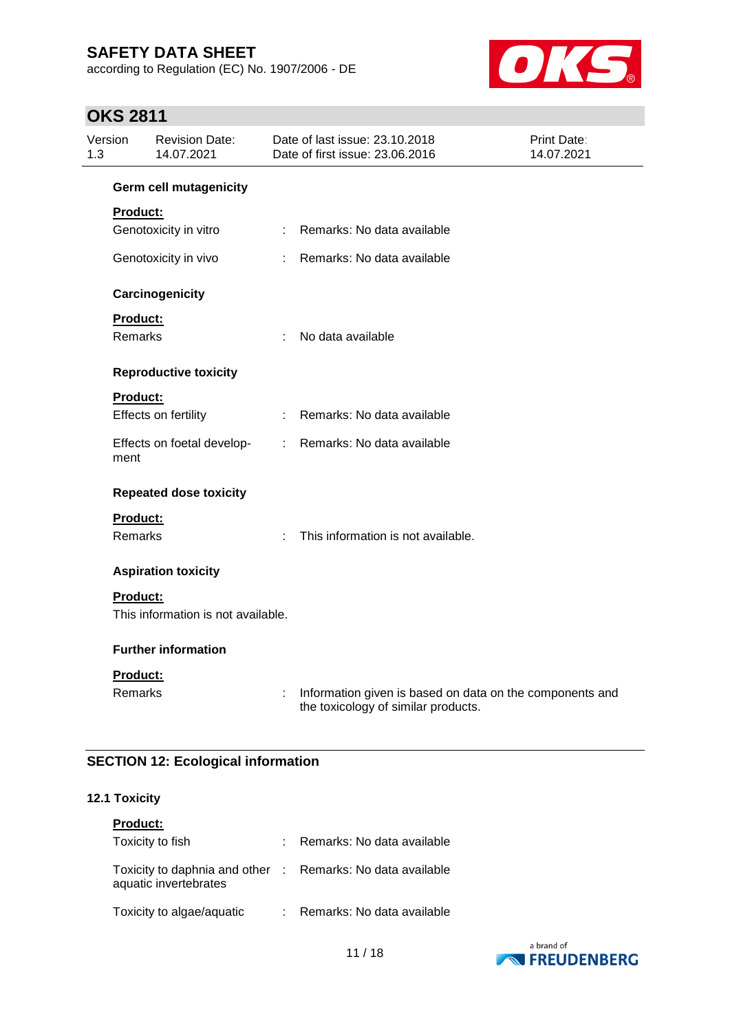**Germ cell mutagenicity**

**Product:**

| | | |
|---|---|---|
| Genotoxicity in vitro | : | Remarks: No data available |
| Genotoxicity in vivo | : | Remarks: No data available |

**Carcinogenicity**

**Product:**

| | | |
|---|---|---|
| Remarks | : | No data available |

**Reproductive toxicity**

**Product:**

| | | |
|---|---|---|
| Effects on fertility | : | Remarks: No data available |
| Effects on foetal development | : | Remarks: No data available |

**Repeated dose toxicity**

**Product:**

| | | |
|---|---|---|
| Remarks | : | This information is not available. |

**Aspiration toxicity**

**Product:**

This information is not available.

**Further information**

**Product:**

| | | |
|---|---|---|
| Remarks | : | Information given is based on data on the components and the toxicology of similar products. |

## SECTION 12: Ecological information

### 12.1 Toxicity

**Product:**

| | | |
|---|---|---|
| Toxicity to fish | : | Remarks: No data available |
| Toxicity to daphnia and other aquatic invertebrates | : | Remarks: No data available |
| Toxicity to algae/aquatic | : | Remarks: No data available |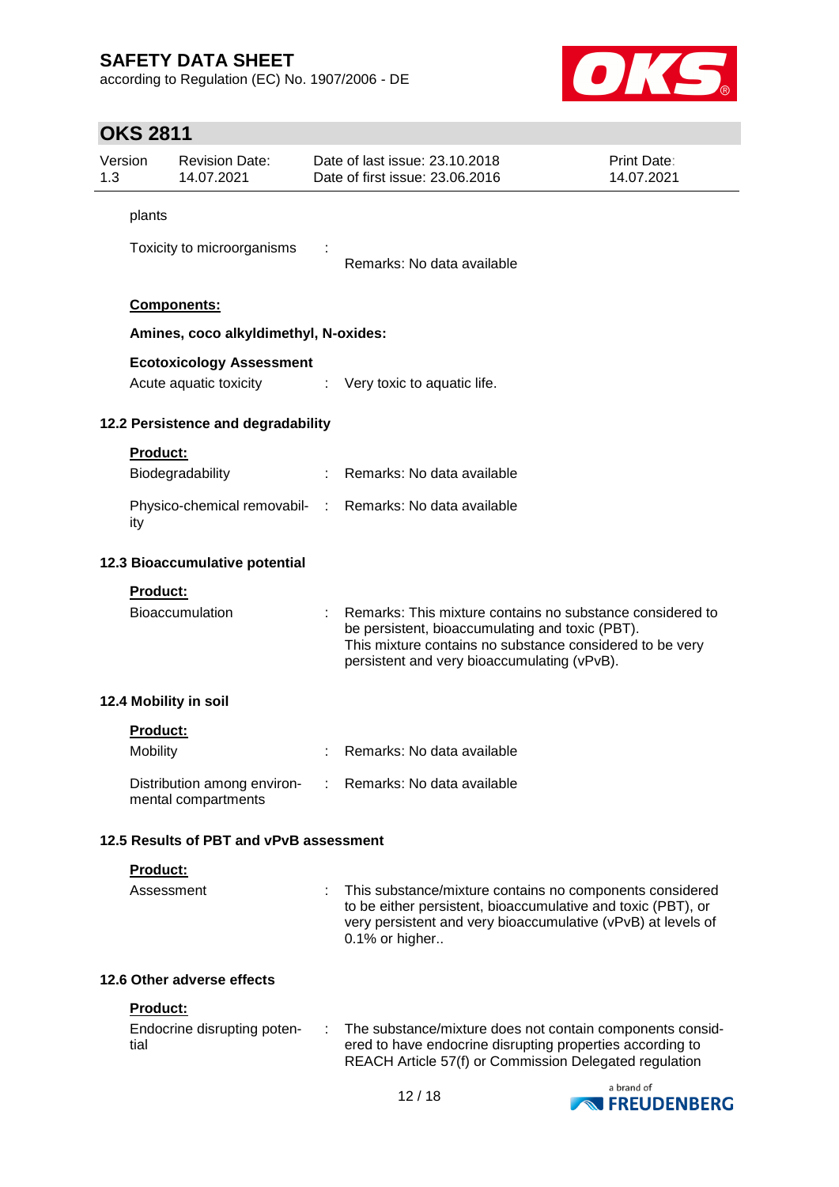plants

Toxicity to microorganisms : Remarks: No data available

**Components:**

**Amines, coco alkyldimethyl, N-oxides:**

**Ecotoxicology Assessment**

Acute aquatic toxicity : Very toxic to aquatic life.

### 12.2 Persistence and degradability

**Product:**

Biodegradability : Remarks: No data available

Physico-chemical removability : Remarks: No data available

### 12.3 Bioaccumulative potential

**Product:**

Bioaccumulation : Remarks: This mixture contains no substance considered to be persistent, bioaccumulating and toxic (PBT). This mixture contains no substance considered to be very persistent and very bioaccumulating (vPvB).

### 12.4 Mobility in soil

**Product:**

Mobility : Remarks: No data available

Distribution among environmental compartments : Remarks: No data available

### 12.5 Results of PBT and vPvB assessment

**Product:**

Assessment : This substance/mixture contains no components considered to be either persistent, bioaccumulative and toxic (PBT), or very persistent and very bioaccumulative (vPvB) at levels of 0.1% or higher..

### 12.6 Other adverse effects

**Product:**

Endocrine disrupting potential : The substance/mixture does not contain components considered to have endocrine disrupting properties according to REACH Article 57(f) or Commission Delegated regulation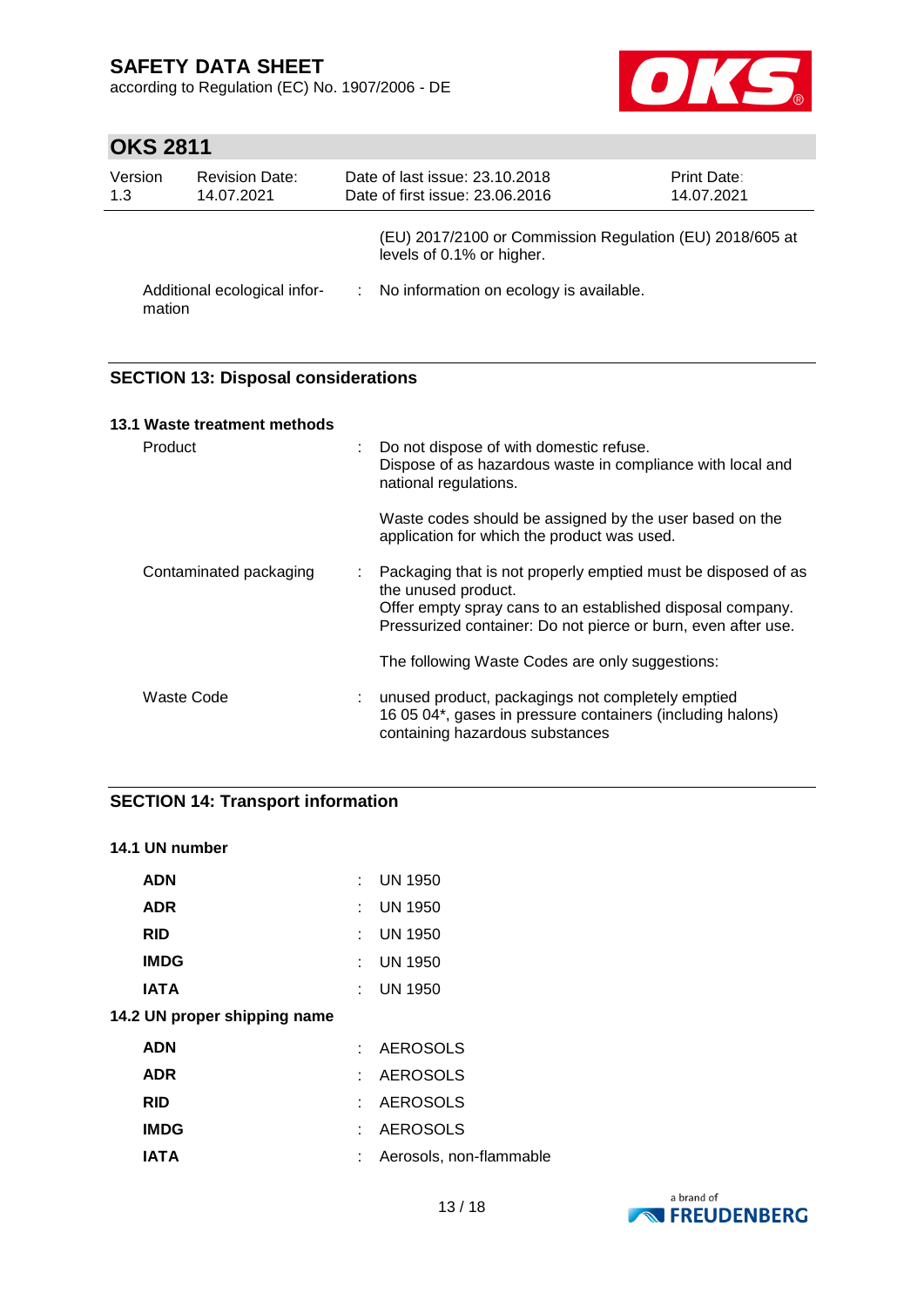(EU) 2017/2100 or Commission Regulation (EU) 2018/605 at levels of 0.1% or higher.

| | | |
|---|---|---|
| Additional ecological information | : | No information on ecology is available. |

## SECTION 13: Disposal considerations

### 13.1 Waste treatment methods

| | | |
|---|---|---|
| Product | : | Do not dispose of with domestic refuse.<br>Dispose of as hazardous waste in compliance with local and national regulations.<br><br>Waste codes should be assigned by the user based on the application for which the product was used. |
| Contaminated packaging | : | Packaging that is not properly emptied must be disposed of as the unused product.<br>Offer empty spray cans to an established disposal company.<br>Pressurized container: Do not pierce or burn, even after use.<br><br>The following Waste Codes are only suggestions: |
| Waste Code | : | unused product, packagings not completely emptied<br>16 05 04*, gases in pressure containers (including halons) containing hazardous substances |

## SECTION 14: Transport information

### 14.1 UN number

| | | |
|---|---|---|
| **ADN** | : | UN 1950 |
| **ADR** | : | UN 1950 |
| **RID** | : | UN 1950 |
| **IMDG** | : | UN 1950 |
| **IATA** | : | UN 1950 |

### 14.2 UN proper shipping name

| | | |
|---|---|---|
| **ADN** | : | AEROSOLS |
| **ADR** | : | AEROSOLS |
| **RID** | : | AEROSOLS |
| **IMDG** | : | AEROSOLS |
| **IATA** | : | Aerosols, non-flammable |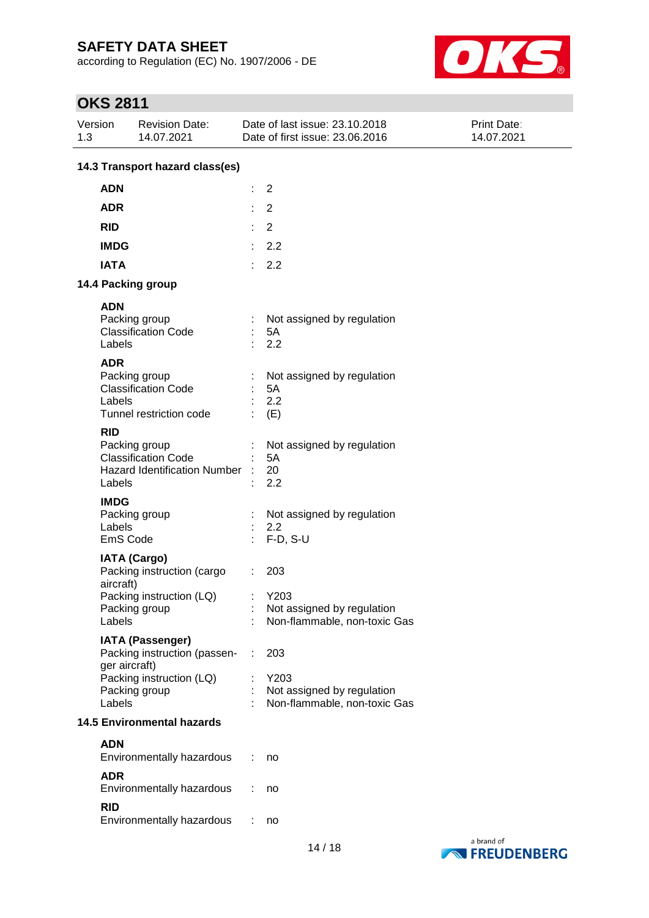### 14.3 Transport hazard class(es)

| | | |
|---|---|---|
| **ADN** | : | 2 |
| **ADR** | : | 2 |
| **RID** | : | 2 |
| **IMDG** | : | 2.2 |
| **IATA** | : | 2.2 |

### 14.4 Packing group

**ADN**

| | | |
|---|---|---|
| Packing group | : | Not assigned by regulation |
| Classification Code | : | 5A |
| Labels | : | 2.2 |

**ADR**

| | | |
|---|---|---|
| Packing group | : | Not assigned by regulation |
| Classification Code | : | 5A |
| Labels | : | 2.2 |
| Tunnel restriction code | : | (E) |

**RID**

| | | |
|---|---|---|
| Packing group | : | Not assigned by regulation |
| Classification Code | : | 5A |
| Hazard Identification Number | : | 20 |
| Labels | : | 2.2 |

**IMDG**

| | | |
|---|---|---|
| Packing group | : | Not assigned by regulation |
| Labels | : | 2.2 |
| EmS Code | : | F-D, S-U |

**IATA (Cargo)**

| | | |
|---|---|---|
| Packing instruction (cargo aircraft) | : | 203 |
| Packing instruction (LQ) | : | Y203 |
| Packing group | : | Not assigned by regulation |
| Labels | : | Non-flammable, non-toxic Gas |

**IATA (Passenger)**

| | | |
|---|---|---|
| Packing instruction (passenger aircraft) | : | 203 |
| Packing instruction (LQ) | : | Y203 |
| Packing group | : | Not assigned by regulation |
| Labels | : | Non-flammable, non-toxic Gas |

### 14.5 Environmental hazards

**ADN**

| | | |
|---|---|---|
| Environmentally hazardous | : | no |

**ADR**

| | | |
|---|---|---|
| Environmentally hazardous | : | no |

**RID**

| | | |
|---|---|---|
| Environmentally hazardous | : | no |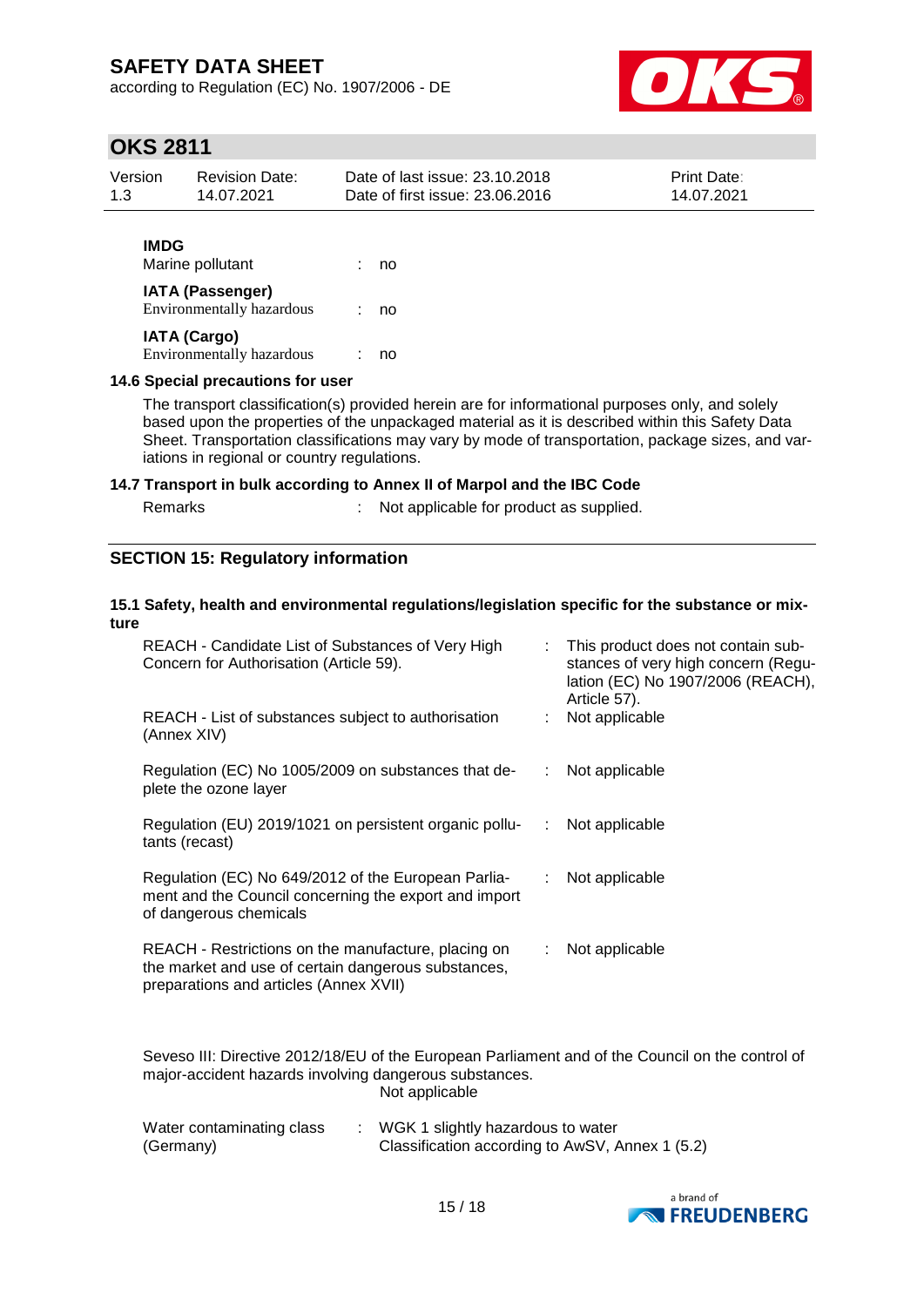**IMDG**

Marine pollutant : no

**IATA (Passenger)**

Environmentally hazardous : no

**IATA (Cargo)**

Environmentally hazardous : no

### 14.6 Special precautions for user

The transport classification(s) provided herein are for informational purposes only, and solely based upon the properties of the unpackaged material as it is described within this Safety Data Sheet. Transportation classifications may vary by mode of transportation, package sizes, and variations in regional or country regulations.

### 14.7 Transport in bulk according to Annex II of Marpol and the IBC Code

Remarks : Not applicable for product as supplied.

## SECTION 15: Regulatory information

### 15.1 Safety, health and environmental regulations/legislation specific for the substance or mixture

| | | |
|---|---|---|
| REACH - Candidate List of Substances of Very High Concern for Authorisation (Article 59). | : | This product does not contain substances of very high concern (Regulation (EC) No 1907/2006 (REACH), Article 57). |
| REACH - List of substances subject to authorisation (Annex XIV) | : | Not applicable |
| Regulation (EC) No 1005/2009 on substances that deplete the ozone layer | : | Not applicable |
| Regulation (EU) 2019/1021 on persistent organic pollutants (recast) | : | Not applicable |
| Regulation (EC) No 649/2012 of the European Parliament and the Council concerning the export and import of dangerous chemicals | : | Not applicable |
| REACH - Restrictions on the manufacture, placing on the market and use of certain dangerous substances, preparations and articles (Annex XVII) | : | Not applicable |

Seveso III: Directive 2012/18/EU of the European Parliament and of the Council on the control of major-accident hazards involving dangerous substances.
Not applicable

Water contaminating class (Germany) : WGK 1 slightly hazardous to water
Classification according to AwSV, Annex 1 (5.2)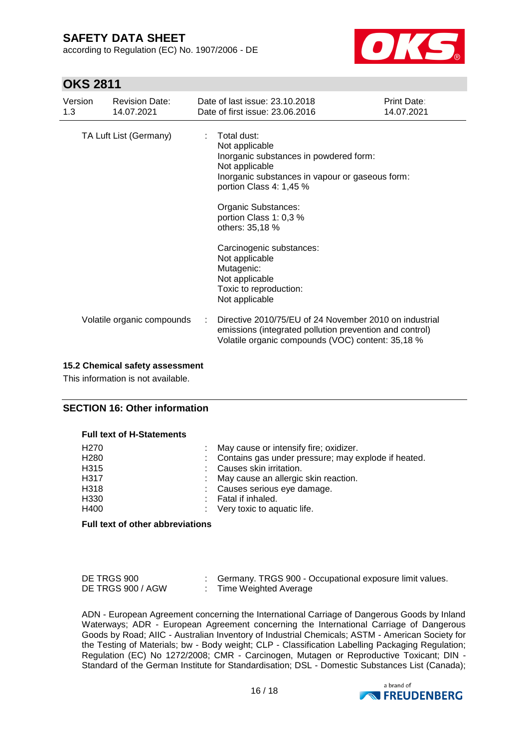| | | |
|---|---|---|
| TA Luft List (Germany) | : | Total dust:<br>Not applicable<br>Inorganic substances in powdered form:<br>Not applicable<br>Inorganic substances in vapour or gaseous form:<br>portion Class 4: 1,45 %<br><br>Organic Substances:<br>portion Class 1: 0,3 %<br>others: 35,18 %<br><br>Carcinogenic substances:<br>Not applicable<br>Mutagenic:<br>Not applicable<br>Toxic to reproduction:<br>Not applicable |
| Volatile organic compounds | : | Directive 2010/75/EU of 24 November 2010 on industrial emissions (integrated pollution prevention and control)<br>Volatile organic compounds (VOC) content: 35,18 % |

### 15.2 Chemical safety assessment

This information is not available.

## SECTION 16: Other information

### Full text of H-Statements

| | | |
|---|---|---|
| H270 | : | May cause or intensify fire; oxidizer. |
| H280 | : | Contains gas under pressure; may explode if heated. |
| H315 | : | Causes skin irritation. |
| H317 | : | May cause an allergic skin reaction. |
| H318 | : | Causes serious eye damage. |
| H330 | : | Fatal if inhaled. |
| H400 | : | Very toxic to aquatic life. |

### Full text of other abbreviations

| | | |
|---|---|---|
| DE TRGS 900 | : | Germany. TRGS 900 - Occupational exposure limit values. |
| DE TRGS 900 / AGW | : | Time Weighted Average |

ADN - European Agreement concerning the International Carriage of Dangerous Goods by Inland Waterways; ADR - European Agreement concerning the International Carriage of Dangerous Goods by Road; AIIC - Australian Inventory of Industrial Chemicals; ASTM - American Society for the Testing of Materials; bw - Body weight; CLP - Classification Labelling Packaging Regulation; Regulation (EC) No 1272/2008; CMR - Carcinogen, Mutagen or Reproductive Toxicant; DIN - Standard of the German Institute for Standardisation; DSL - Domestic Substances List (Canada);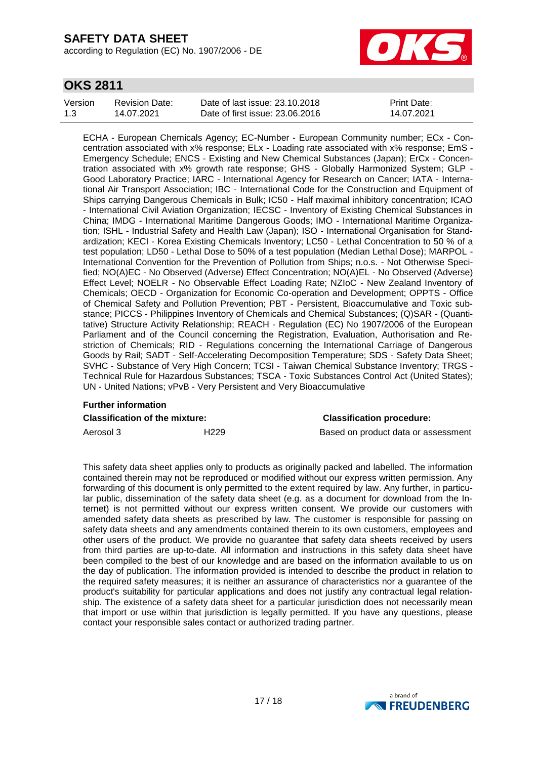ECHA - European Chemicals Agency; EC-Number - European Community number; ECx - Concentration associated with x% response; ELx - Loading rate associated with x% response; EmS - Emergency Schedule; ENCS - Existing and New Chemical Substances (Japan); ErCx - Concentration associated with x% growth rate response; GHS - Globally Harmonized System; GLP - Good Laboratory Practice; IARC - International Agency for Research on Cancer; IATA - International Air Transport Association; IBC - International Code for the Construction and Equipment of Ships carrying Dangerous Chemicals in Bulk; IC50 - Half maximal inhibitory concentration; ICAO - International Civil Aviation Organization; IECSC - Inventory of Existing Chemical Substances in China; IMDG - International Maritime Dangerous Goods; IMO - International Maritime Organization; ISHL - Industrial Safety and Health Law (Japan); ISO - International Organisation for Standardization; KECI - Korea Existing Chemicals Inventory; LC50 - Lethal Concentration to 50 % of a test population; LD50 - Lethal Dose to 50% of a test population (Median Lethal Dose); MARPOL - International Convention for the Prevention of Pollution from Ships; n.o.s. - Not Otherwise Specified; NO(A)EC - No Observed (Adverse) Effect Concentration; NO(A)EL - No Observed (Adverse) Effect Level; NOELR - No Observable Effect Loading Rate; NZIoC - New Zealand Inventory of Chemicals; OECD - Organization for Economic Co-operation and Development; OPPTS - Office of Chemical Safety and Pollution Prevention; PBT - Persistent, Bioaccumulative and Toxic substance; PICCS - Philippines Inventory of Chemicals and Chemical Substances; (Q)SAR - (Quantitative) Structure Activity Relationship; REACH - Regulation (EC) No 1907/2006 of the European Parliament and of the Council concerning the Registration, Evaluation, Authorisation and Restriction of Chemicals; RID - Regulations concerning the International Carriage of Dangerous Goods by Rail; SADT - Self-Accelerating Decomposition Temperature; SDS - Safety Data Sheet; SVHC - Substance of Very High Concern; TCSI - Taiwan Chemical Substance Inventory; TRGS - Technical Rule for Hazardous Substances; TSCA - Toxic Substances Control Act (United States); UN - United Nations; vPvB - Very Persistent and Very Bioaccumulative

**Further information**

| **Classification of the mixture:** | | **Classification procedure:** |
|---|---|---|
| Aerosol 3 | H229 | Based on product data or assessment |

This safety data sheet applies only to products as originally packed and labelled. The information contained therein may not be reproduced or modified without our express written permission. Any forwarding of this document is only permitted to the extent required by law. Any further, in particular public, dissemination of the safety data sheet (e.g. as a document for download from the Internet) is not permitted without our express written consent. We provide our customers with amended safety data sheets as prescribed by law. The customer is responsible for passing on safety data sheets and any amendments contained therein to its own customers, employees and other users of the product. We provide no guarantee that safety data sheets received by users from third parties are up-to-date. All information and instructions in this safety data sheet have been compiled to the best of our knowledge and are based on the information available to us on the day of publication. The information provided is intended to describe the product in relation to the required safety measures; it is neither an assurance of characteristics nor a guarantee of the product's suitability for particular applications and does not justify any contractual legal relationship. The existence of a safety data sheet for a particular jurisdiction does not necessarily mean that import or use within that jurisdiction is legally permitted. If you have any questions, please contact your responsible sales contact or authorized trading partner.